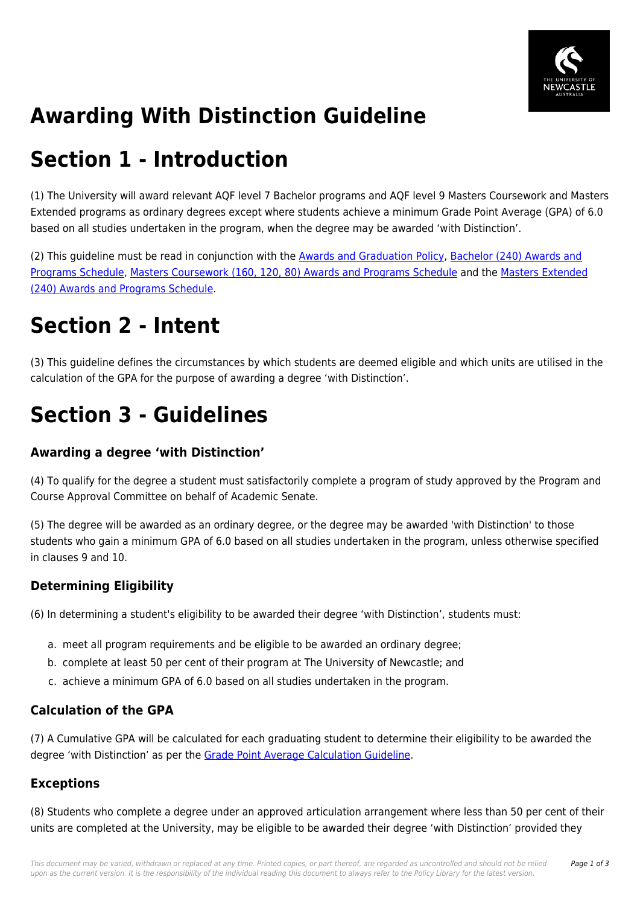# Awarding With Distinction Guideline

# Section 1 - Introduction

(1) The University will award relevant AQF level 7 Bachelor programs and AQF level 9 Masters Coursework and Masters Extended programs as ordinary degrees except where students achieve a minimum Grade Point Average (GPA) of 6.0 based on all studies undertaken in the program, when the degree may be awarded 'with Distinction'.

(2) This guideline must be read in conjunction with the Awards and Graduation Policy, Bachelor (240) Awards and Programs Schedule, Masters Coursework (160, 120, 80) Awards and Programs Schedule and the Masters Extended (240) Awards and Programs Schedule.

# Section 2 - Intent

(3) This guideline defines the circumstances by which students are deemed eligible and which units are utilised in the calculation of the GPA for the purpose of awarding a degree 'with Distinction'.

# Section 3 - Guidelines

### Awarding a degree 'with Distinction'

(4) To qualify for the degree a student must satisfactorily complete a program of study approved by the Program and Course Approval Committee on behalf of Academic Senate.

(5) The degree will be awarded as an ordinary degree, or the degree may be awarded 'with Distinction' to those students who gain a minimum GPA of 6.0 based on all studies undertaken in the program, unless otherwise specified in clauses 9 and 10.

### Determining Eligibility

(6) In determining a student's eligibility to be awarded their degree 'with Distinction', students must:

a. meet all program requirements and be eligible to be awarded an ordinary degree;
b. complete at least 50 per cent of their program at The University of Newcastle; and
c. achieve a minimum GPA of 6.0 based on all studies undertaken in the program.

### Calculation of the GPA

(7) A Cumulative GPA will be calculated for each graduating student to determine their eligibility to be awarded the degree 'with Distinction' as per the Grade Point Average Calculation Guideline.

### Exceptions

(8) Students who complete a degree under an approved articulation arrangement where less than 50 per cent of their units are completed at the University, may be eligible to be awarded their degree 'with Distinction' provided they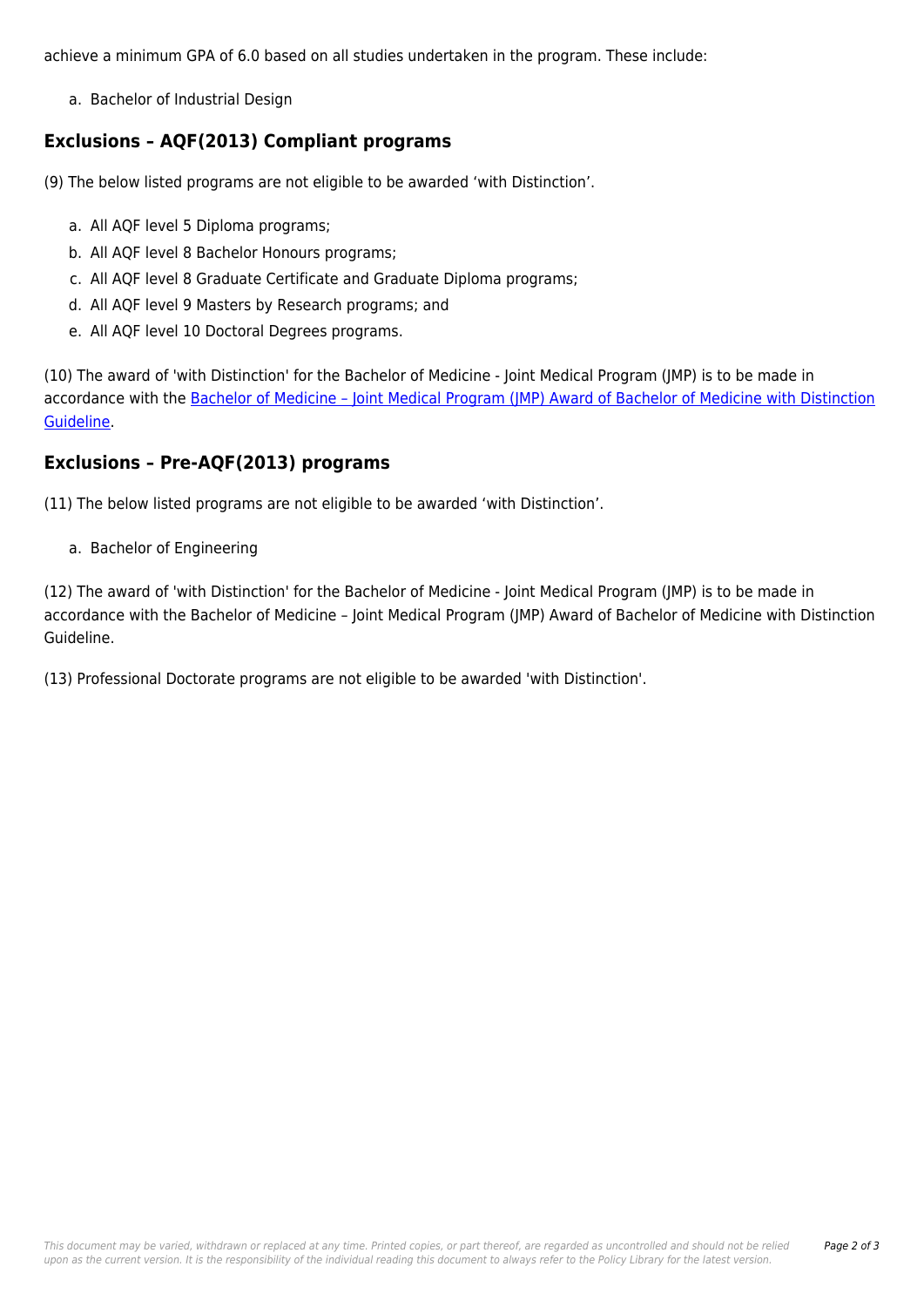achieve a minimum GPA of 6.0 based on all studies undertaken in the program. These include:

a. Bachelor of Industrial Design

## Exclusions – AQF(2013) Compliant programs

(9) The below listed programs are not eligible to be awarded 'with Distinction'.

a. All AQF level 5 Diploma programs;
b. All AQF level 8 Bachelor Honours programs;
c. All AQF level 8 Graduate Certificate and Graduate Diploma programs;
d. All AQF level 9 Masters by Research programs; and
e. All AQF level 10 Doctoral Degrees programs.

(10) The award of 'with Distinction' for the Bachelor of Medicine - Joint Medical Program (JMP) is to be made in accordance with the Bachelor of Medicine – Joint Medical Program (JMP) Award of Bachelor of Medicine with Distinction Guideline.

## Exclusions – Pre-AQF(2013) programs

(11) The below listed programs are not eligible to be awarded 'with Distinction'.

a. Bachelor of Engineering

(12) The award of 'with Distinction' for the Bachelor of Medicine - Joint Medical Program (JMP) is to be made in accordance with the Bachelor of Medicine – Joint Medical Program (JMP) Award of Bachelor of Medicine with Distinction Guideline.

(13) Professional Doctorate programs are not eligible to be awarded 'with Distinction'.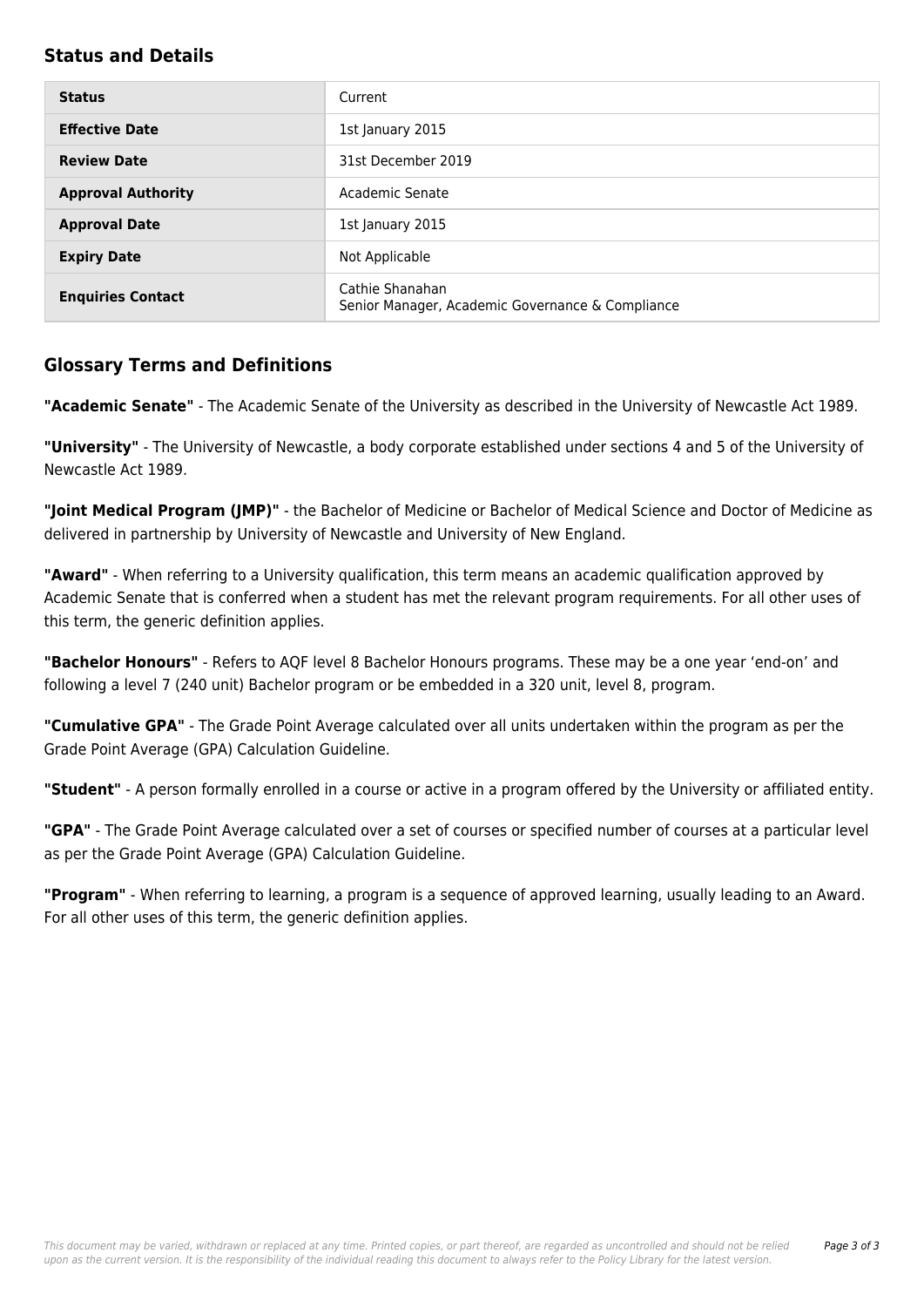## Status and Details

| | |
|---|---|
| **Status** | Current |
| **Effective Date** | 1st January 2015 |
| **Review Date** | 31st December 2019 |
| **Approval Authority** | Academic Senate |
| **Approval Date** | 1st January 2015 |
| **Expiry Date** | Not Applicable |
| **Enquiries Contact** | Cathie Shanahan<br>Senior Manager, Academic Governance & Compliance |

## Glossary Terms and Definitions

**"Academic Senate"** - The Academic Senate of the University as described in the University of Newcastle Act 1989.

**"University"** - The University of Newcastle, a body corporate established under sections 4 and 5 of the University of Newcastle Act 1989.

**"Joint Medical Program (JMP)"** - the Bachelor of Medicine or Bachelor of Medical Science and Doctor of Medicine as delivered in partnership by University of Newcastle and University of New England.

**"Award"** - When referring to a University qualification, this term means an academic qualification approved by Academic Senate that is conferred when a student has met the relevant program requirements. For all other uses of this term, the generic definition applies.

**"Bachelor Honours"** - Refers to AQF level 8 Bachelor Honours programs. These may be a one year 'end-on' and following a level 7 (240 unit) Bachelor program or be embedded in a 320 unit, level 8, program.

**"Cumulative GPA"** - The Grade Point Average calculated over all units undertaken within the program as per the Grade Point Average (GPA) Calculation Guideline.

**"Student"** - A person formally enrolled in a course or active in a program offered by the University or affiliated entity.

**"GPA"** - The Grade Point Average calculated over a set of courses or specified number of courses at a particular level as per the Grade Point Average (GPA) Calculation Guideline.

**"Program"** - When referring to learning, a program is a sequence of approved learning, usually leading to an Award. For all other uses of this term, the generic definition applies.